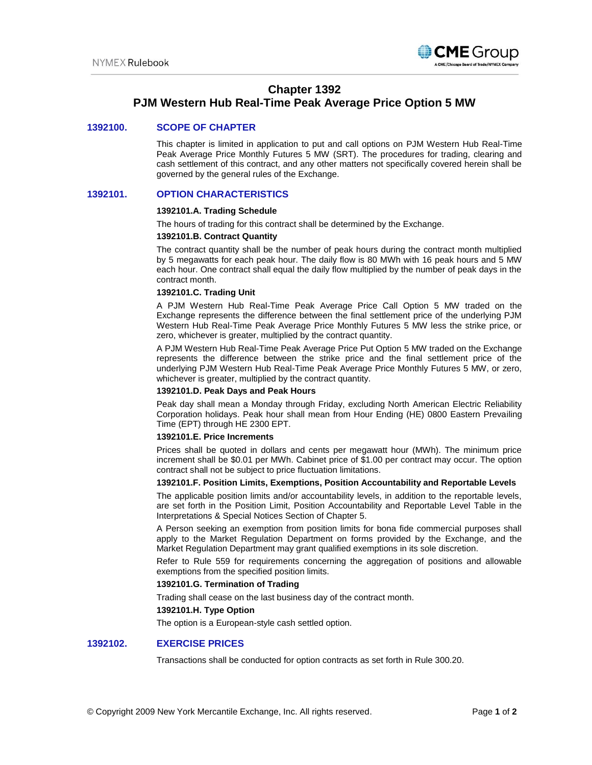# Chapter 1392
# PJM Western Hub Real-Time Peak Average Price Option 5 MW

## 1392100. SCOPE OF CHAPTER

This chapter is limited in application to put and call options on PJM Western Hub Real-Time Peak Average Price Monthly Futures 5 MW (SRT). The procedures for trading, clearing and cash settlement of this contract, and any other matters not specifically covered herein shall be governed by the general rules of the Exchange.

## 1392101. OPTION CHARACTERISTICS

**1392101.A. Trading Schedule**

The hours of trading for this contract shall be determined by the Exchange.

**1392101.B. Contract Quantity**

The contract quantity shall be the number of peak hours during the contract month multiplied by 5 megawatts for each peak hour. The daily flow is 80 MWh with 16 peak hours and 5 MW each hour. One contract shall equal the daily flow multiplied by the number of peak days in the contract month.

**1392101.C. Trading Unit**

A PJM Western Hub Real-Time Peak Average Price Call Option 5 MW traded on the Exchange represents the difference between the final settlement price of the underlying PJM Western Hub Real-Time Peak Average Price Monthly Futures 5 MW less the strike price, or zero, whichever is greater, multiplied by the contract quantity.

A PJM Western Hub Real-Time Peak Average Price Put Option 5 MW traded on the Exchange represents the difference between the strike price and the final settlement price of the underlying PJM Western Hub Real-Time Peak Average Price Monthly Futures 5 MW, or zero, whichever is greater, multiplied by the contract quantity.

**1392101.D. Peak Days and Peak Hours**

Peak day shall mean a Monday through Friday, excluding North American Electric Reliability Corporation holidays. Peak hour shall mean from Hour Ending (HE) 0800 Eastern Prevailing Time (EPT) through HE 2300 EPT.

**1392101.E. Price Increments**

Prices shall be quoted in dollars and cents per megawatt hour (MWh). The minimum price increment shall be $0.01 per MWh. Cabinet price of $1.00 per contract may occur. The option contract shall not be subject to price fluctuation limitations.

**1392101.F. Position Limits, Exemptions, Position Accountability and Reportable Levels**

The applicable position limits and/or accountability levels, in addition to the reportable levels, are set forth in the Position Limit, Position Accountability and Reportable Level Table in the Interpretations & Special Notices Section of Chapter 5.

A Person seeking an exemption from position limits for bona fide commercial purposes shall apply to the Market Regulation Department on forms provided by the Exchange, and the Market Regulation Department may grant qualified exemptions in its sole discretion.

Refer to Rule 559 for requirements concerning the aggregation of positions and allowable exemptions from the specified position limits.

**1392101.G. Termination of Trading**

Trading shall cease on the last business day of the contract month.

**1392101.H. Type Option**

The option is a European-style cash settled option.

## 1392102. EXERCISE PRICES

Transactions shall be conducted for option contracts as set forth in Rule 300.20.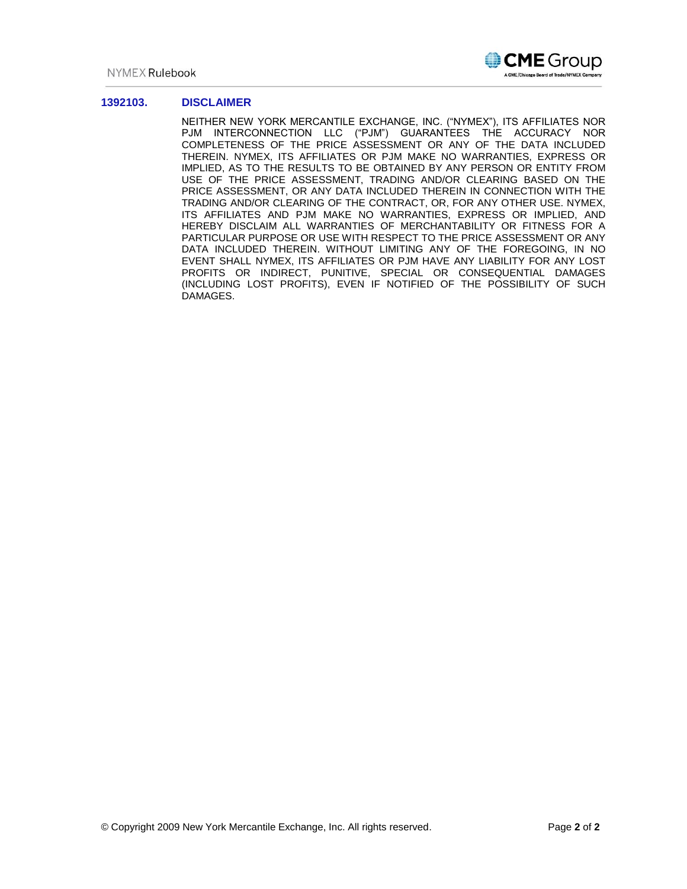## 1392103. DISCLAIMER

NEITHER NEW YORK MERCANTILE EXCHANGE, INC. ("NYMEX"), ITS AFFILIATES NOR PJM INTERCONNECTION LLC ("PJM") GUARANTEES THE ACCURACY NOR COMPLETENESS OF THE PRICE ASSESSMENT OR ANY OF THE DATA INCLUDED THEREIN. NYMEX, ITS AFFILIATES OR PJM MAKE NO WARRANTIES, EXPRESS OR IMPLIED, AS TO THE RESULTS TO BE OBTAINED BY ANY PERSON OR ENTITY FROM USE OF THE PRICE ASSESSMENT, TRADING AND/OR CLEARING BASED ON THE PRICE ASSESSMENT, OR ANY DATA INCLUDED THEREIN IN CONNECTION WITH THE TRADING AND/OR CLEARING OF THE CONTRACT, OR, FOR ANY OTHER USE. NYMEX, ITS AFFILIATES AND PJM MAKE NO WARRANTIES, EXPRESS OR IMPLIED, AND HEREBY DISCLAIM ALL WARRANTIES OF MERCHANTABILITY OR FITNESS FOR A PARTICULAR PURPOSE OR USE WITH RESPECT TO THE PRICE ASSESSMENT OR ANY DATA INCLUDED THEREIN. WITHOUT LIMITING ANY OF THE FOREGOING, IN NO EVENT SHALL NYMEX, ITS AFFILIATES OR PJM HAVE ANY LIABILITY FOR ANY LOST PROFITS OR INDIRECT, PUNITIVE, SPECIAL OR CONSEQUENTIAL DAMAGES (INCLUDING LOST PROFITS), EVEN IF NOTIFIED OF THE POSSIBILITY OF SUCH DAMAGES.

© Copyright 2009 New York Mercantile Exchange, Inc. All rights reserved.